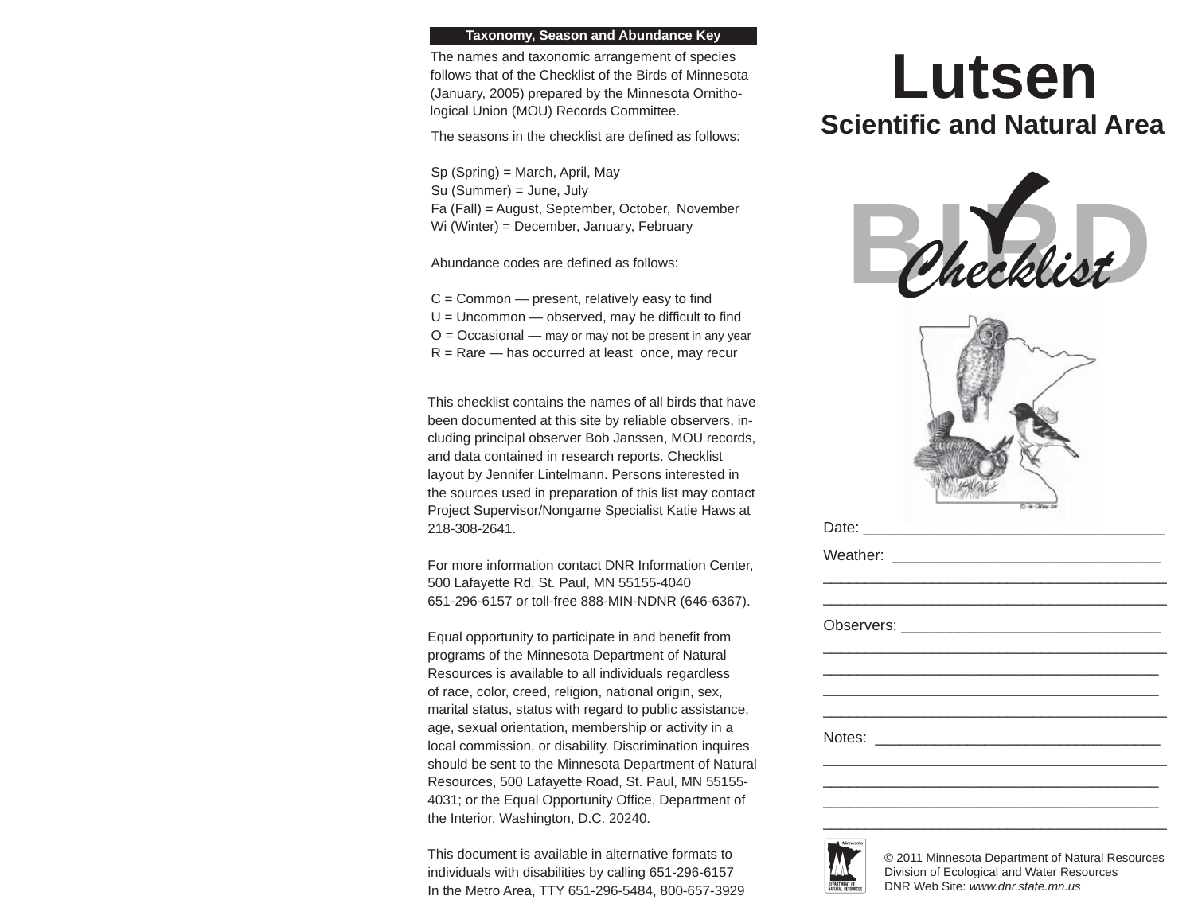**Taxonomy, Season and Abundance Key**

The names and taxonomic arrangement of species follows that of the Checklist of the Birds of Minnesota (January, 2005) prepared by the Minnesota Ornithological Union (MOU) Records Committee.

The seasons in the checklist are defined as follows:

Sp (Spring) = March, April, May
Su (Summer) = June, July
Fa (Fall) = August, September, October, November
Wi (Winter) = December, January, February

Abundance codes are defined as follows:

C = Common — present, relatively easy to find
U = Uncommon — observed, may be difficult to find
O = Occasional — may or may not be present in any year
R = Rare — has occurred at least once, may recur

This checklist contains the names of all birds that have been documented at this site by reliable observers, including principal observer Bob Janssen, MOU records, and data contained in research reports. Checklist layout by Jennifer Lintelmann. Persons interested in the sources used in preparation of this list may contact Project Supervisor/Nongame Specialist Katie Haws at 218-308-2641.

For more information contact DNR Information Center, 500 Lafayette Rd. St. Paul, MN 55155-4040
651-296-6157 or toll-free 888-MIN-NDNR (646-6367).

Equal opportunity to participate in and benefit from programs of the Minnesota Department of Natural Resources is available to all individuals regardless of race, color, creed, religion, national origin, sex, marital status, status with regard to public assistance, age, sexual orientation, membership or activity in a local commission, or disability. Discrimination inquires should be sent to the Minnesota Department of Natural Resources, 500 Lafayette Road, St. Paul, MN 55155-4031; or the Equal Opportunity Office, Department of the Interior, Washington, D.C. 20240.

This document is available in alternative formats to individuals with disabilities by calling 651-296-6157
In the Metro Area, TTY 651-296-5484, 800-657-3929

# Lutsen

## Scientific and Natural Area

# BIRD Checklist

Date: ____________________________________

Weather: ________________________________
__________________________________________
__________________________________________

Observers: _______________________________
__________________________________________
__________________________________________
__________________________________________
__________________________________________

Notes: __________________________________
__________________________________________
__________________________________________
__________________________________________
__________________________________________

© 2011 Minnesota Department of Natural Resources
Division of Ecological and Water Resources
DNR Web Site: *www.dnr.state.mn.us*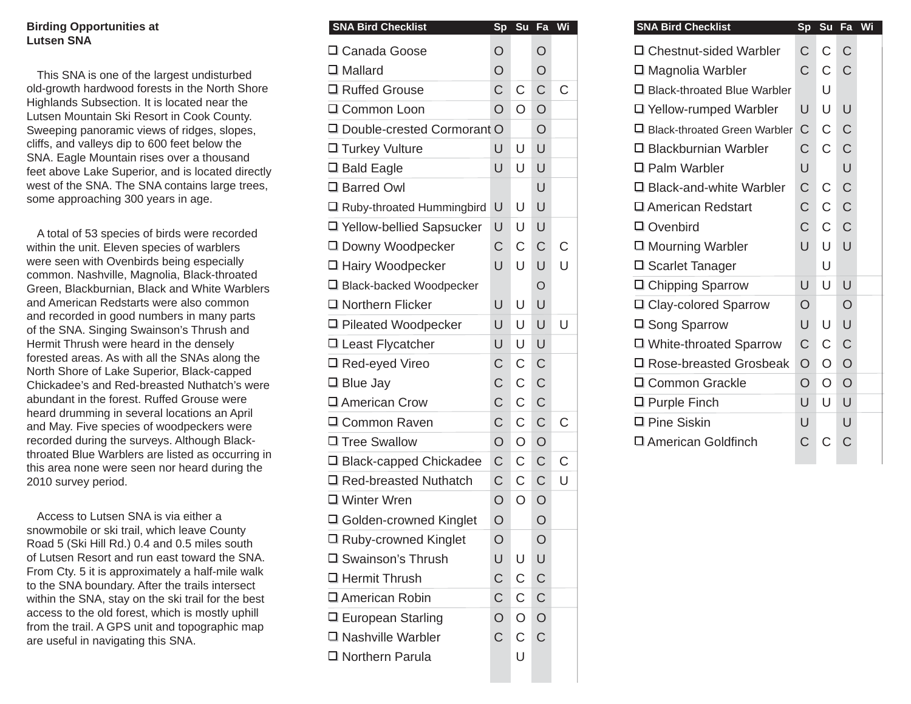## Birding Opportunities at Lutsen SNA

This SNA is one of the largest undisturbed old-growth hardwood forests in the North Shore Highlands Subsection. It is located near the Lutsen Mountain Ski Resort in Cook County. Sweeping panoramic views of ridges, slopes, cliffs, and valleys dip to 600 feet below the SNA. Eagle Mountain rises over a thousand feet above Lake Superior, and is located directly west of the SNA. The SNA contains large trees, some approaching 300 years in age.

A total of 53 species of birds were recorded within the unit. Eleven species of warblers were seen with Ovenbirds being especially common. Nashville, Magnolia, Black-throated Green, Blackburnian, Black and White Warblers and American Redstarts were also common and recorded in good numbers in many parts of the SNA. Singing Swainson's Thrush and Hermit Thrush were heard in the densely forested areas. As with all the SNAs along the North Shore of Lake Superior, Black-capped Chickadee's and Red-breasted Nuthatch's were abundant in the forest. Ruffed Grouse were heard drumming in several locations an April and May. Five species of woodpeckers were recorded during the surveys. Although Black-throated Blue Warblers are listed as occurring in this area none were seen nor heard during the 2010 survey period.

Access to Lutsen SNA is via either a snowmobile or ski trail, which leave County Road 5 (Ski Hill Rd.) 0.4 and 0.5 miles south of Lutsen Resort and run east toward the SNA. From Cty. 5 it is approximately a half-mile walk to the SNA boundary. After the trails intersect within the SNA, stay on the ski trail for the best access to the old forest, which is mostly uphill from the trail. A GPS unit and topographic map are useful in navigating this SNA.

| SNA Bird Checklist | Sp | Su | Fa | Wi |
|---|---|---|---|---|
| ❑ Canada Goose | O | | O | |
| ❑ Mallard | O | | O | |
| ❑ Ruffed Grouse | C | C | C | C |
| ❑ Common Loon | O | O | O | |
| ❑ Double-crested Cormorant | O | | O | |
| ❑ Turkey Vulture | U | U | U | |
| ❑ Bald Eagle | U | U | U | |
| ❑ Barred Owl | | | U | |
| ❑ Ruby-throated Hummingbird | U | U | U | |
| ❑ Yellow-bellied Sapsucker | U | U | U | |
| ❑ Downy Woodpecker | C | C | C | C |
| ❑ Hairy Woodpecker | U | U | U | U |
| ❑ Black-backed Woodpecker | | | O | |
| ❑ Northern Flicker | U | U | U | |
| ❑ Pileated Woodpecker | U | U | U | U |
| ❑ Least Flycatcher | U | U | U | |
| ❑ Red-eyed Vireo | C | C | C | |
| ❑ Blue Jay | C | C | C | |
| ❑ American Crow | C | C | C | |
| ❑ Common Raven | C | C | C | C |
| ❑ Tree Swallow | O | O | O | |
| ❑ Black-capped Chickadee | C | C | C | C |
| ❑ Red-breasted Nuthatch | C | C | C | U |
| ❑ Winter Wren | O | O | O | |
| ❑ Golden-crowned Kinglet | O | | O | |
| ❑ Ruby-crowned Kinglet | O | | O | |
| ❑ Swainson's Thrush | U | U | U | |
| ❑ Hermit Thrush | C | C | C | |
| ❑ American Robin | C | C | C | |
| ❑ European Starling | O | O | O | |
| ❑ Nashville Warbler | C | C | C | |
| ❑ Northern Parula | | U | | |
| ❑ Chestnut-sided Warbler | C | C | C | |
| ❑ Magnolia Warbler | C | C | C | |
| ❑ Black-throated Blue Warbler | | U | | |
| ❑ Yellow-rumped Warbler | U | U | U | |
| ❑ Black-throated Green Warbler | C | C | C | |
| ❑ Blackburnian Warbler | C | C | C | |
| ❑ Palm Warbler | U | | U | |
| ❑ Black-and-white Warbler | C | C | C | |
| ❑ American Redstart | C | C | C | |
| ❑ Ovenbird | C | C | C | |
| ❑ Mourning Warbler | U | U | U | |
| ❑ Scarlet Tanager | | U | | |
| ❑ Chipping Sparrow | U | U | U | |
| ❑ Clay-colored Sparrow | O | | O | |
| ❑ Song Sparrow | U | U | U | |
| ❑ White-throated Sparrow | C | C | C | |
| ❑ Rose-breasted Grosbeak | O | O | O | |
| ❑ Common Grackle | O | O | O | |
| ❑ Purple Finch | U | U | U | |
| ❑ Pine Siskin | U | | U | |
| ❑ American Goldfinch | C | C | C | |